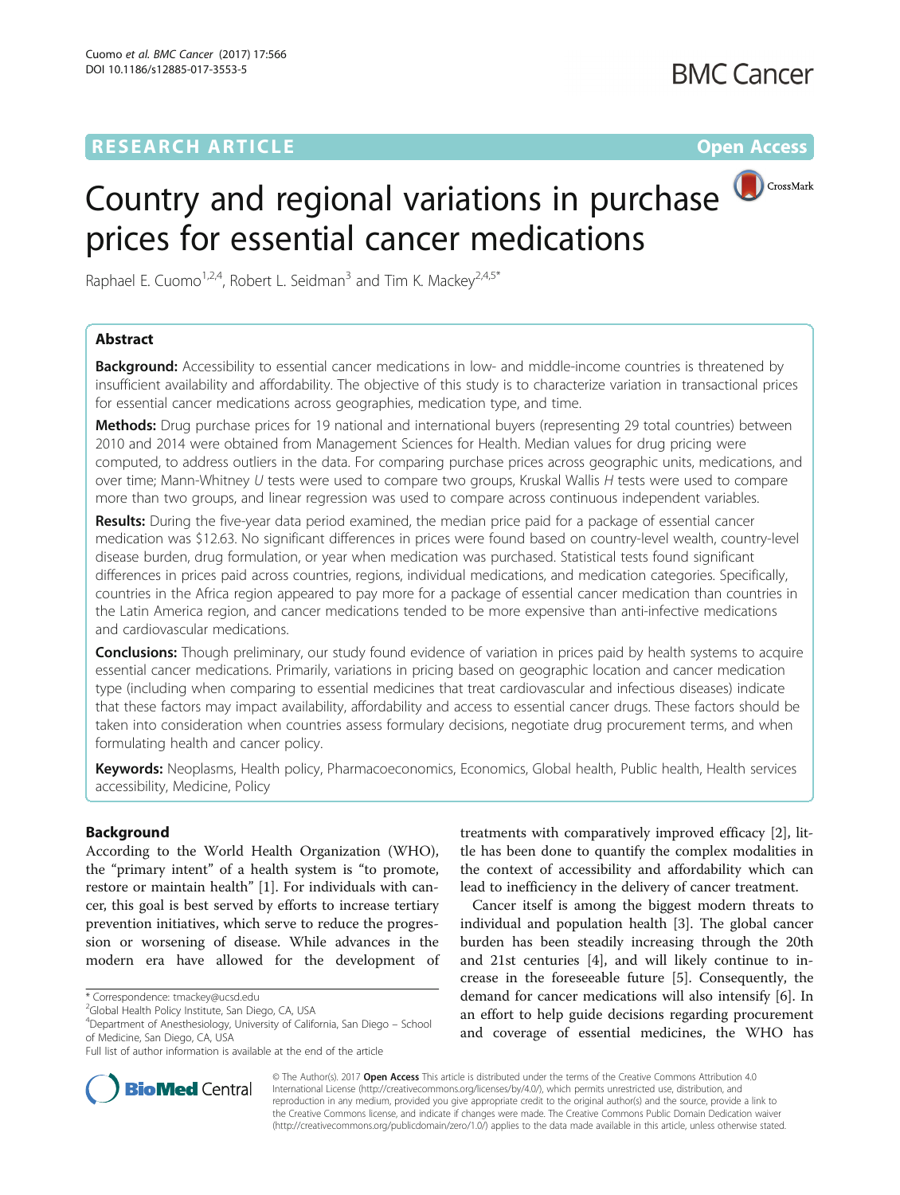RESEARCH ARTICLE

Open Access

# Country and regional variations in purchase prices for essential cancer medications

Raphael E. Cuomo[1,2,4], Robert L. Seidman[3] and Tim K. Mackey[2,4,5*]

## Abstract

**Background:** Accessibility to essential cancer medications in low- and middle-income countries is threatened by insufficient availability and affordability. The objective of this study is to characterize variation in transactional prices for essential cancer medications across geographies, medication type, and time.

**Methods:** Drug purchase prices for 19 national and international buyers (representing 29 total countries) between 2010 and 2014 were obtained from Management Sciences for Health. Median values for drug pricing were computed, to address outliers in the data. For comparing purchase prices across geographic units, medications, and over time; Mann-Whitney *U* tests were used to compare two groups, Kruskal Wallis *H* tests were used to compare more than two groups, and linear regression was used to compare across continuous independent variables.

**Results:** During the five-year data period examined, the median price paid for a package of essential cancer medication was $12.63. No significant differences in prices were found based on country-level wealth, country-level disease burden, drug formulation, or year when medication was purchased. Statistical tests found significant differences in prices paid across countries, regions, individual medications, and medication categories. Specifically, countries in the Africa region appeared to pay more for a package of essential cancer medication than countries in the Latin America region, and cancer medications tended to be more expensive than anti-infective medications and cardiovascular medications.

**Conclusions:** Though preliminary, our study found evidence of variation in prices paid by health systems to acquire essential cancer medications. Primarily, variations in pricing based on geographic location and cancer medication type (including when comparing to essential medicines that treat cardiovascular and infectious diseases) indicate that these factors may impact availability, affordability and access to essential cancer drugs. These factors should be taken into consideration when countries assess formulary decisions, negotiate drug procurement terms, and when formulating health and cancer policy.

**Keywords:** Neoplasms, Health policy, Pharmacoeconomics, Economics, Global health, Public health, Health services accessibility, Medicine, Policy

## Background

According to the World Health Organization (WHO), the "primary intent" of a health system is "to promote, restore or maintain health" [1]. For individuals with cancer, this goal is best served by efforts to increase tertiary prevention initiatives, which serve to reduce the progression or worsening of disease. While advances in the modern era have allowed for the development of treatments with comparatively improved efficacy [2], little has been done to quantify the complex modalities in the context of accessibility and affordability which can lead to inefficiency in the delivery of cancer treatment.

Cancer itself is among the biggest modern threats to individual and population health [3]. The global cancer burden has been steadily increasing through the 20th and 21st centuries [4], and will likely continue to increase in the foreseeable future [5]. Consequently, the demand for cancer medications will also intensify [6]. In an effort to help guide decisions regarding procurement and coverage of essential medicines, the WHO has

\* Correspondence: tmackey@ucsd.edu
[2]Global Health Policy Institute, San Diego, CA, USA
[4]Department of Anesthesiology, University of California, San Diego – School of Medicine, San Diego, CA, USA
Full list of author information is available at the end of the article

© The Author(s). 2017 **Open Access** This article is distributed under the terms of the Creative Commons Attribution 4.0 International License (http://creativecommons.org/licenses/by/4.0/), which permits unrestricted use, distribution, and reproduction in any medium, provided you give appropriate credit to the original author(s) and the source, provide a link to the Creative Commons license, and indicate if changes were made. The Creative Commons Public Domain Dedication waiver (http://creativecommons.org/publicdomain/zero/1.0/) applies to the data made available in this article, unless otherwise stated.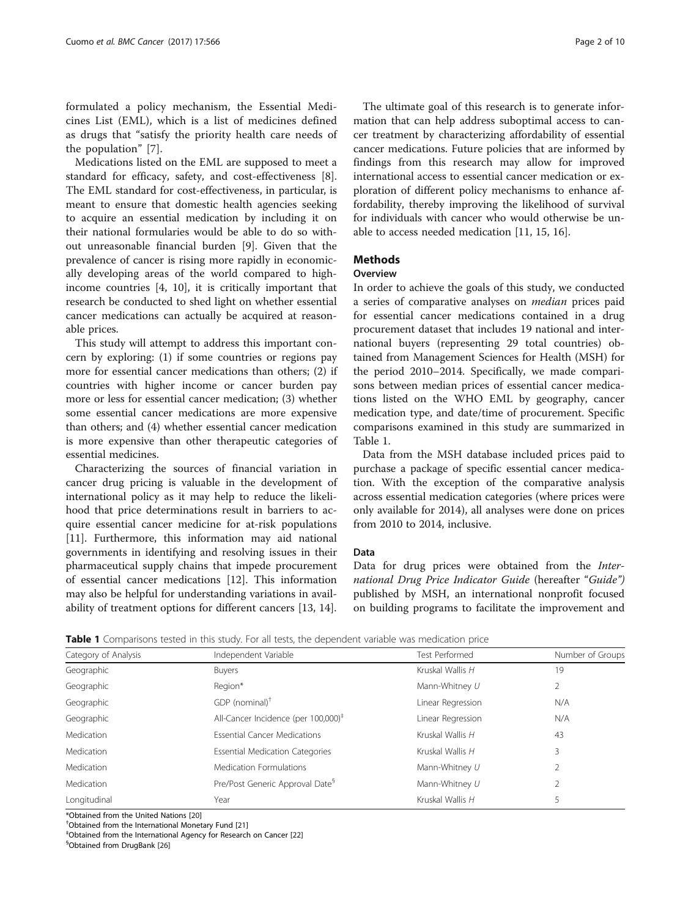formulated a policy mechanism, the Essential Medicines List (EML), which is a list of medicines defined as drugs that "satisfy the priority health care needs of the population" [7].

Medications listed on the EML are supposed to meet a standard for efficacy, safety, and cost-effectiveness [8]. The EML standard for cost-effectiveness, in particular, is meant to ensure that domestic health agencies seeking to acquire an essential medication by including it on their national formularies would be able to do so without unreasonable financial burden [9]. Given that the prevalence of cancer is rising more rapidly in economically developing areas of the world compared to high-income countries [4, 10], it is critically important that research be conducted to shed light on whether essential cancer medications can actually be acquired at reasonable prices.

This study will attempt to address this important concern by exploring: (1) if some countries or regions pay more for essential cancer medications than others; (2) if countries with higher income or cancer burden pay more or less for essential cancer medication; (3) whether some essential cancer medications are more expensive than others; and (4) whether essential cancer medication is more expensive than other therapeutic categories of essential medicines.

Characterizing the sources of financial variation in cancer drug pricing is valuable in the development of international policy as it may help to reduce the likelihood that price determinations result in barriers to acquire essential cancer medicine for at-risk populations [11]. Furthermore, this information may aid national governments in identifying and resolving issues in their pharmaceutical supply chains that impede procurement of essential cancer medications [12]. This information may also be helpful for understanding variations in availability of treatment options for different cancers [13, 14].

The ultimate goal of this research is to generate information that can help address suboptimal access to cancer treatment by characterizing affordability of essential cancer medications. Future policies that are informed by findings from this research may allow for improved international access to essential cancer medication or exploration of different policy mechanisms to enhance affordability, thereby improving the likelihood of survival for individuals with cancer who would otherwise be unable to access needed medication [11, 15, 16].

## Methods

### Overview

In order to achieve the goals of this study, we conducted a series of comparative analyses on *median* prices paid for essential cancer medications contained in a drug procurement dataset that includes 19 national and international buyers (representing 29 total countries) obtained from Management Sciences for Health (MSH) for the period 2010–2014. Specifically, we made comparisons between median prices of essential cancer medications listed on the WHO EML by geography, cancer medication type, and date/time of procurement. Specific comparisons examined in this study are summarized in Table 1.

Data from the MSH database included prices paid to purchase a package of specific essential cancer medication. With the exception of the comparative analysis across essential medication categories (where prices were only available for 2014), all analyses were done on prices from 2010 to 2014, inclusive.

### Data

Data for drug prices were obtained from the *International Drug Price Indicator Guide* (hereafter "*Guide*") published by MSH, an international nonprofit focused on building programs to facilitate the improvement and

**Table 1** Comparisons tested in this study. For all tests, the dependent variable was medication price

| Category of Analysis | Independent Variable | Test Performed | Number of Groups |
|---|---|---|---|
| Geographic | Buyers | Kruskal Wallis *H* | 19 |
| Geographic | Region* | Mann-Whitney *U* | 2 |
| Geographic | GDP (nominal)[†] | Linear Regression | N/A |
| Geographic | All-Cancer Incidence (per 100,000)[‡] | Linear Regression | N/A |
| Medication | Essential Cancer Medications | Kruskal Wallis *H* | 43 |
| Medication | Essential Medication Categories | Kruskal Wallis *H* | 3 |
| Medication | Medication Formulations | Mann-Whitney *U* | 2 |
| Medication | Pre/Post Generic Approval Date[§] | Mann-Whitney *U* | 2 |
| Longitudinal | Year | Kruskal Wallis *H* | 5 |

*Obtained from the United Nations [20]

[†]Obtained from the International Monetary Fund [21]

[‡]Obtained from the International Agency for Research on Cancer [22]

[§]Obtained from DrugBank [26]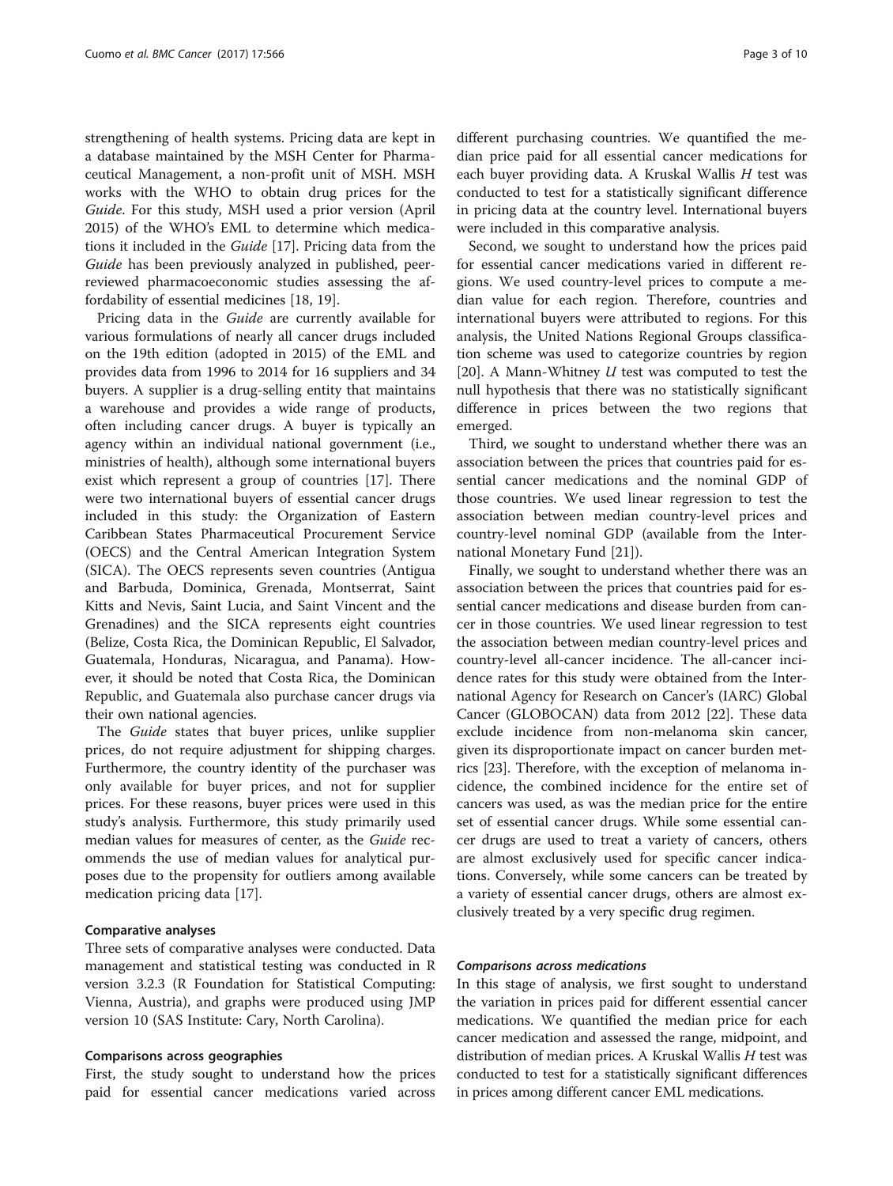strengthening of health systems. Pricing data are kept in a database maintained by the MSH Center for Pharmaceutical Management, a non-profit unit of MSH. MSH works with the WHO to obtain drug prices for the *Guide*. For this study, MSH used a prior version (April 2015) of the WHO's EML to determine which medications it included in the *Guide* [17]. Pricing data from the *Guide* has been previously analyzed in published, peer-reviewed pharmacoeconomic studies assessing the affordability of essential medicines [18, 19].

Pricing data in the *Guide* are currently available for various formulations of nearly all cancer drugs included on the 19th edition (adopted in 2015) of the EML and provides data from 1996 to 2014 for 16 suppliers and 34 buyers. A supplier is a drug-selling entity that maintains a warehouse and provides a wide range of products, often including cancer drugs. A buyer is typically an agency within an individual national government (i.e., ministries of health), although some international buyers exist which represent a group of countries [17]. There were two international buyers of essential cancer drugs included in this study: the Organization of Eastern Caribbean States Pharmaceutical Procurement Service (OECS) and the Central American Integration System (SICA). The OECS represents seven countries (Antigua and Barbuda, Dominica, Grenada, Montserrat, Saint Kitts and Nevis, Saint Lucia, and Saint Vincent and the Grenadines) and the SICA represents eight countries (Belize, Costa Rica, the Dominican Republic, El Salvador, Guatemala, Honduras, Nicaragua, and Panama). However, it should be noted that Costa Rica, the Dominican Republic, and Guatemala also purchase cancer drugs via their own national agencies.

The *Guide* states that buyer prices, unlike supplier prices, do not require adjustment for shipping charges. Furthermore, the country identity of the purchaser was only available for buyer prices, and not for supplier prices. For these reasons, buyer prices were used in this study's analysis. Furthermore, this study primarily used median values for measures of center, as the *Guide* recommends the use of median values for analytical purposes due to the propensity for outliers among available medication pricing data [17].

### Comparative analyses

Three sets of comparative analyses were conducted. Data management and statistical testing was conducted in R version 3.2.3 (R Foundation for Statistical Computing: Vienna, Austria), and graphs were produced using JMP version 10 (SAS Institute: Cary, North Carolina).

### Comparisons across geographies

First, the study sought to understand how the prices paid for essential cancer medications varied across different purchasing countries. We quantified the median price paid for all essential cancer medications for each buyer providing data. A Kruskal Wallis *H* test was conducted to test for a statistically significant difference in pricing data at the country level. International buyers were included in this comparative analysis.

Second, we sought to understand how the prices paid for essential cancer medications varied in different regions. We used country-level prices to compute a median value for each region. Therefore, countries and international buyers were attributed to regions. For this analysis, the United Nations Regional Groups classification scheme was used to categorize countries by region [20]. A Mann-Whitney *U* test was computed to test the null hypothesis that there was no statistically significant difference in prices between the two regions that emerged.

Third, we sought to understand whether there was an association between the prices that countries paid for essential cancer medications and the nominal GDP of those countries. We used linear regression to test the association between median country-level prices and country-level nominal GDP (available from the International Monetary Fund [21]).

Finally, we sought to understand whether there was an association between the prices that countries paid for essential cancer medications and disease burden from cancer in those countries. We used linear regression to test the association between median country-level prices and country-level all-cancer incidence. The all-cancer incidence rates for this study were obtained from the International Agency for Research on Cancer's (IARC) Global Cancer (GLOBOCAN) data from 2012 [22]. These data exclude incidence from non-melanoma skin cancer, given its disproportionate impact on cancer burden metrics [23]. Therefore, with the exception of melanoma incidence, the combined incidence for the entire set of cancers was used, as was the median price for the entire set of essential cancer drugs. While some essential cancer drugs are used to treat a variety of cancers, others are almost exclusively used for specific cancer indications. Conversely, while some cancers can be treated by a variety of essential cancer drugs, others are almost exclusively treated by a very specific drug regimen.

#### *Comparisons across medications*

In this stage of analysis, we first sought to understand the variation in prices paid for different essential cancer medications. We quantified the median price for each cancer medication and assessed the range, midpoint, and distribution of median prices. A Kruskal Wallis *H* test was conducted to test for a statistically significant differences in prices among different cancer EML medications.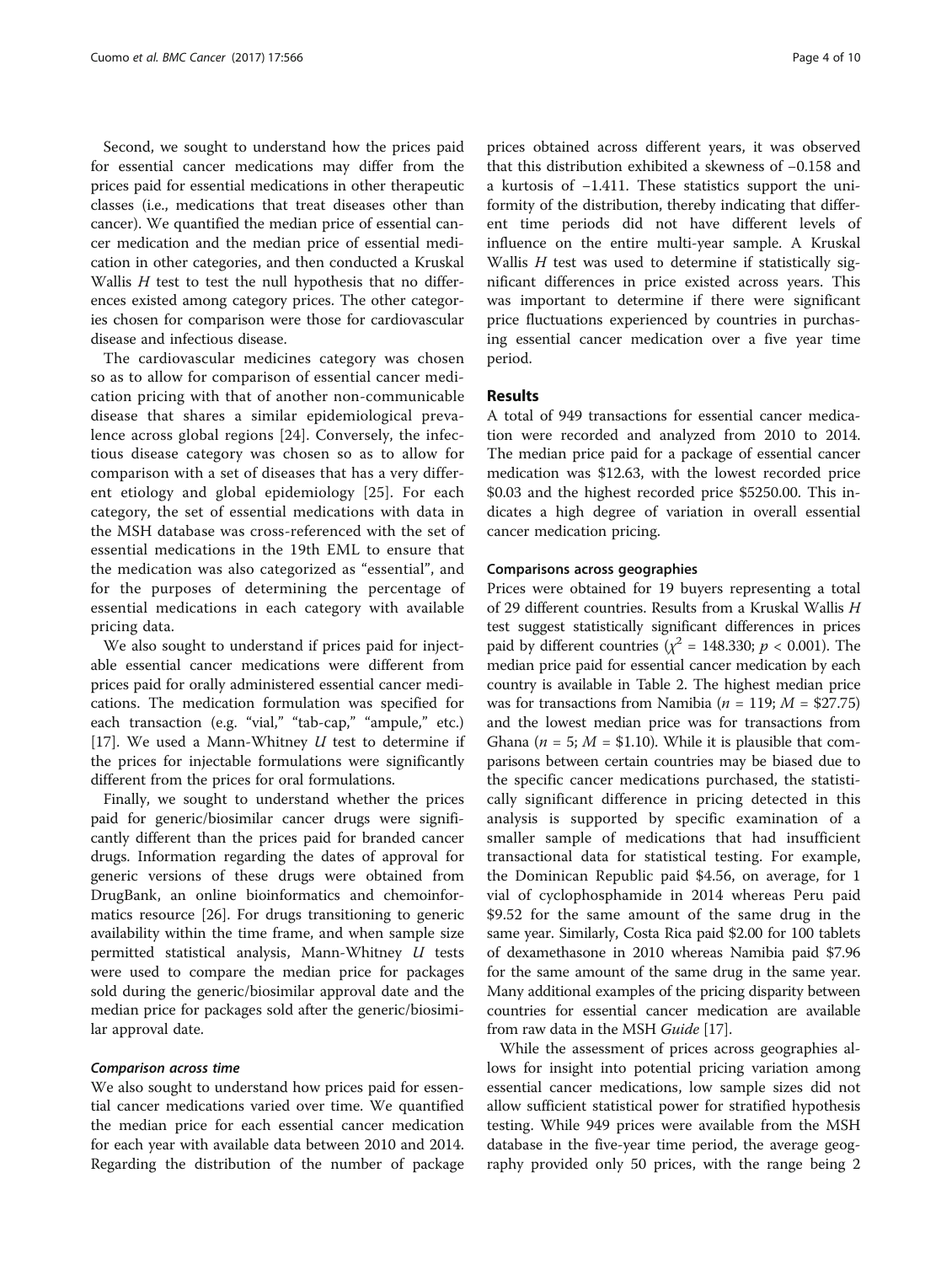Second, we sought to understand how the prices paid for essential cancer medications may differ from the prices paid for essential medications in other therapeutic classes (i.e., medications that treat diseases other than cancer). We quantified the median price of essential cancer medication and the median price of essential medication in other categories, and then conducted a Kruskal Wallis $H$ test to test the null hypothesis that no differences existed among category prices. The other categories chosen for comparison were those for cardiovascular disease and infectious disease.

The cardiovascular medicines category was chosen so as to allow for comparison of essential cancer medication pricing with that of another non-communicable disease that shares a similar epidemiological prevalence across global regions [24]. Conversely, the infectious disease category was chosen so as to allow for comparison with a set of diseases that has a very different etiology and global epidemiology [25]. For each category, the set of essential medications with data in the MSH database was cross-referenced with the set of essential medications in the 19th EML to ensure that the medication was also categorized as "essential", and for the purposes of determining the percentage of essential medications in each category with available pricing data.

We also sought to understand if prices paid for injectable essential cancer medications were different from prices paid for orally administered essential cancer medications. The medication formulation was specified for each transaction (e.g. "vial," "tab-cap," "ampule," etc.) [17]. We used a Mann-Whitney $U$ test to determine if the prices for injectable formulations were significantly different from the prices for oral formulations.

Finally, we sought to understand whether the prices paid for generic/biosimilar cancer drugs were significantly different than the prices paid for branded cancer drugs. Information regarding the dates of approval for generic versions of these drugs were obtained from DrugBank, an online bioinformatics and chemoinformatics resource [26]. For drugs transitioning to generic availability within the time frame, and when sample size permitted statistical analysis, Mann-Whitney $U$ tests were used to compare the median price for packages sold during the generic/biosimilar approval date and the median price for packages sold after the generic/biosimilar approval date.

#### *Comparison across time*

We also sought to understand how prices paid for essential cancer medications varied over time. We quantified the median price for each essential cancer medication for each year with available data between 2010 and 2014. Regarding the distribution of the number of package prices obtained across different years, it was observed that this distribution exhibited a skewness of −0.158 and a kurtosis of −1.411. These statistics support the uniformity of the distribution, thereby indicating that different time periods did not have different levels of influence on the entire multi-year sample. A Kruskal Wallis $H$ test was used to determine if statistically significant differences in price existed across years. This was important to determine if there were significant price fluctuations experienced by countries in purchasing essential cancer medication over a five year time period.

## Results

A total of 949 transactions for essential cancer medication were recorded and analyzed from 2010 to 2014. The median price paid for a package of essential cancer medication was \$12.63, with the lowest recorded price \$0.03 and the highest recorded price \$5250.00. This indicates a high degree of variation in overall essential cancer medication pricing.

### Comparisons across geographies

Prices were obtained for 19 buyers representing a total of 29 different countries. Results from a Kruskal Wallis $H$ test suggest statistically significant differences in prices paid by different countries ($\chi^2 = 148.330$; $p < 0.001$). The median price paid for essential cancer medication by each country is available in Table 2. The highest median price was for transactions from Namibia ($n = 119$; $M = \$27.75$) and the lowest median price was for transactions from Ghana ($n = 5$; $M = \$1.10$). While it is plausible that comparisons between certain countries may be biased due to the specific cancer medications purchased, the statistically significant difference in pricing detected in this analysis is supported by specific examination of a smaller sample of medications that had insufficient transactional data for statistical testing. For example, the Dominican Republic paid \$4.56, on average, for 1 vial of cyclophosphamide in 2014 whereas Peru paid \$9.52 for the same amount of the same drug in the same year. Similarly, Costa Rica paid \$2.00 for 100 tablets of dexamethasone in 2010 whereas Namibia paid \$7.96 for the same amount of the same drug in the same year. Many additional examples of the pricing disparity between countries for essential cancer medication are available from raw data in the MSH *Guide* [17].

While the assessment of prices across geographies allows for insight into potential pricing variation among essential cancer medications, low sample sizes did not allow sufficient statistical power for stratified hypothesis testing. While 949 prices were available from the MSH database in the five-year time period, the average geography provided only 50 prices, with the range being 2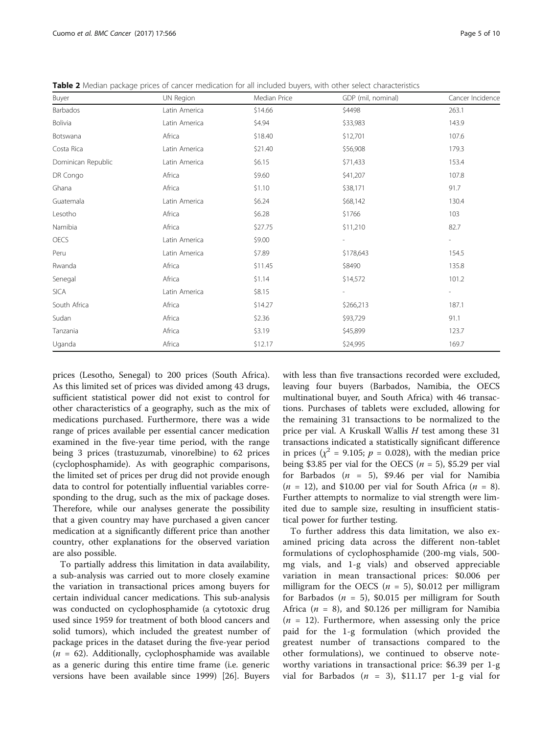**Table 2** Median package prices of cancer medication for all included buyers, with other select characteristics

| Buyer | UN Region | Median Price | GDP (mil, nominal) | Cancer Incidence |
|---|---|---|---|---|
| Barbados | Latin America | $14.66 | $4498 | 263.1 |
| Bolivia | Latin America | $4.94 | $33,983 | 143.9 |
| Botswana | Africa | $18.40 | $12,701 | 107.6 |
| Costa Rica | Latin America | $21.40 | $56,908 | 179.3 |
| Dominican Republic | Latin America | $6.15 | $71,433 | 153.4 |
| DR Congo | Africa | $9.60 | $41,207 | 107.8 |
| Ghana | Africa | $1.10 | $38,171 | 91.7 |
| Guatemala | Latin America | $6.24 | $68,142 | 130.4 |
| Lesotho | Africa | $6.28 | $1766 | 103 |
| Namibia | Africa | $27.75 | $11,210 | 82.7 |
| OECS | Latin America | $9.00 | - | - |
| Peru | Latin America | $7.89 | $178,643 | 154.5 |
| Rwanda | Africa | $11.45 | $8490 | 135.8 |
| Senegal | Africa | $1.14 | $14,572 | 101.2 |
| SICA | Latin America | $8.15 | - | - |
| South Africa | Africa | $14.27 | $266,213 | 187.1 |
| Sudan | Africa | $2.36 | $93,729 | 91.1 |
| Tanzania | Africa | $3.19 | $45,899 | 123.7 |
| Uganda | Africa | $12.17 | $24,995 | 169.7 |

prices (Lesotho, Senegal) to 200 prices (South Africa). As this limited set of prices was divided among 43 drugs, sufficient statistical power did not exist to control for other characteristics of a geography, such as the mix of medications purchased. Furthermore, there was a wide range of prices available per essential cancer medication examined in the five-year time period, with the range being 3 prices (trastuzumab, vinorelbine) to 62 prices (cyclophosphamide). As with geographic comparisons, the limited set of prices per drug did not provide enough data to control for potentially influential variables corresponding to the drug, such as the mix of package doses. Therefore, while our analyses generate the possibility that a given country may have purchased a given cancer medication at a significantly different price than another country, other explanations for the observed variation are also possible.

To partially address this limitation in data availability, a sub-analysis was carried out to more closely examine the variation in transactional prices among buyers for certain individual cancer medications. This sub-analysis was conducted on cyclophosphamide (a cytotoxic drug used since 1959 for treatment of both blood cancers and solid tumors), which included the greatest number of package prices in the dataset during the five-year period ($n$ = 62). Additionally, cyclophosphamide was available as a generic during this entire time frame (i.e. generic versions have been available since 1999) [26]. Buyers with less than five transactions recorded were excluded, leaving four buyers (Barbados, Namibia, the OECS multinational buyer, and South Africa) with 46 transactions. Purchases of tablets were excluded, allowing for the remaining 31 transactions to be normalized to the price per vial. A Kruskall Wallis $H$ test among these 31 transactions indicated a statistically significant difference in prices ($\chi^2$ = 9.105; $p$ = 0.028), with the median price being $3.85 per vial for the OECS ($n$ = 5), $5.29 per vial for Barbados ($n$ = 5), $9.46 per vial for Namibia ($n$ = 12), and $10.00 per vial for South Africa ($n$ = 8). Further attempts to normalize to vial strength were limited due to sample size, resulting in insufficient statistical power for further testing.

To further address this data limitation, we also examined pricing data across the different non-tablet formulations of cyclophosphamide (200-mg vials, 500-mg vials, and 1-g vials) and observed appreciable variation in mean transactional prices: $0.006 per milligram for the OECS ($n$ = 5), $0.012 per milligram for Barbados ($n$ = 5), $0.015 per milligram for South Africa ($n$ = 8), and $0.126 per milligram for Namibia ($n$ = 12). Furthermore, when assessing only the price paid for the 1-g formulation (which provided the greatest number of transactions compared to the other formulations), we continued to observe noteworthy variations in transactional price: $6.39 per 1-g vial for Barbados ($n$ = 3), $11.17 per 1-g vial for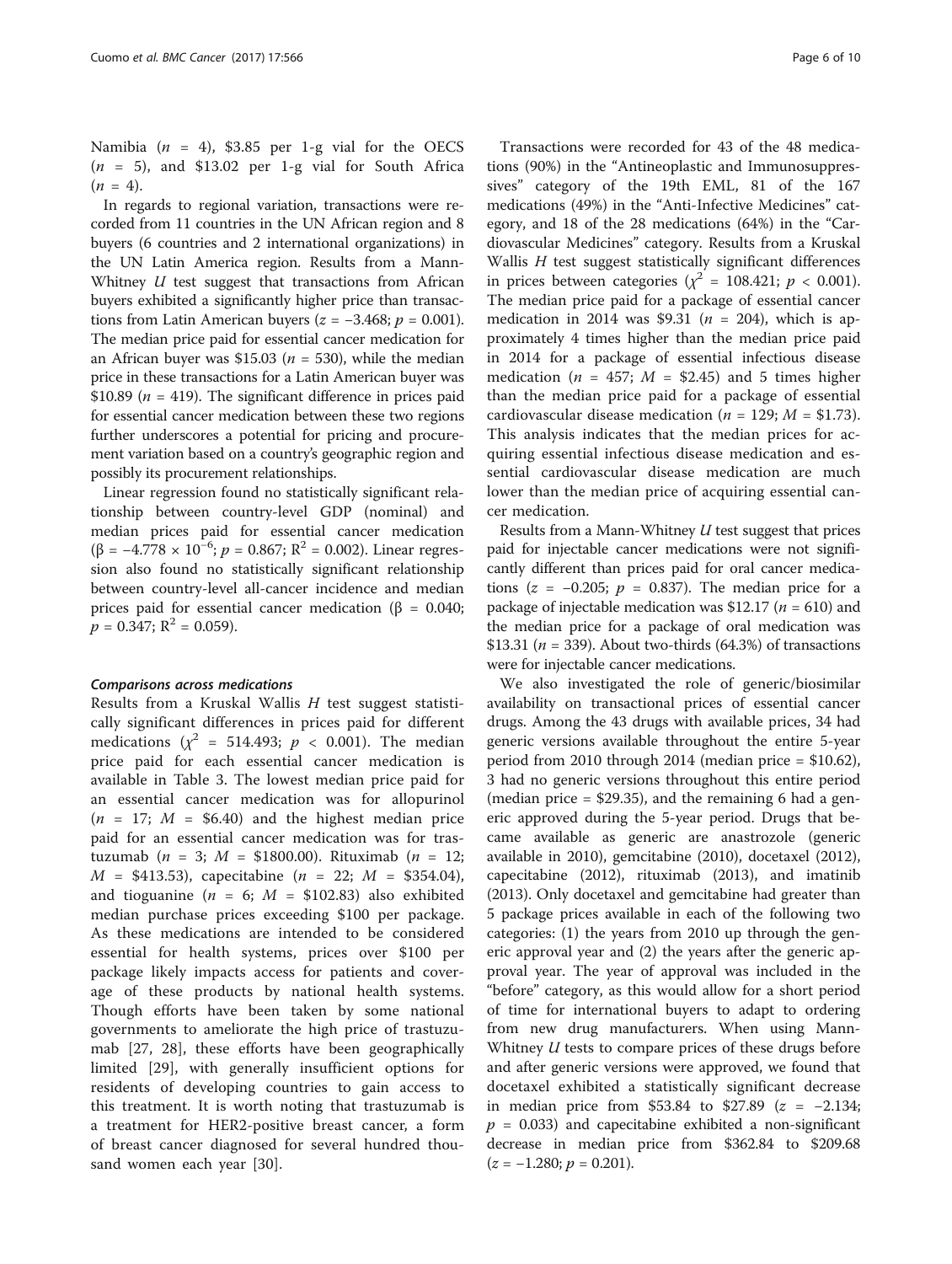Namibia ($n$ = 4), \$3.85 per 1-g vial for the OECS ($n$ = 5), and \$13.02 per 1-g vial for South Africa ($n$ = 4).

In regards to regional variation, transactions were recorded from 11 countries in the UN African region and 8 buyers (6 countries and 2 international organizations) in the UN Latin America region. Results from a Mann-Whitney $U$ test suggest that transactions from African buyers exhibited a significantly higher price than transactions from Latin American buyers ($z = -3.468$; $p = 0.001$). The median price paid for essential cancer medication for an African buyer was \$15.03 ($n$ = 530), while the median price in these transactions for a Latin American buyer was \$10.89 ($n$ = 419). The significant difference in prices paid for essential cancer medication between these two regions further underscores a potential for pricing and procurement variation based on a country's geographic region and possibly its procurement relationships.

Linear regression found no statistically significant relationship between country-level GDP (nominal) and median prices paid for essential cancer medication ($\beta = -4.778 \times 10^{-6}$; $p = 0.867$; $R^2 = 0.002$). Linear regression also found no statistically significant relationship between country-level all-cancer incidence and median prices paid for essential cancer medication ($\beta = 0.040$; $p = 0.347$; $R^2 = 0.059$).

#### *Comparisons across medications*

Results from a Kruskal Wallis $H$ test suggest statistically significant differences in prices paid for different medications ($\chi^2 = 514.493$; $p < 0.001$). The median price paid for each essential cancer medication is available in Table 3. The lowest median price paid for an essential cancer medication was for allopurinol ($n$ = 17; $M$ = \$6.40) and the highest median price paid for an essential cancer medication was for trastuzumab ($n$ = 3; $M$ = \$1800.00). Rituximab ($n$ = 12; $M$ = \$413.53), capecitabine ($n$ = 22; $M$ = \$354.04), and tioguanine ($n$ = 6; $M$ = \$102.83) also exhibited median purchase prices exceeding \$100 per package. As these medications are intended to be considered essential for health systems, prices over \$100 per package likely impacts access for patients and coverage of these products by national health systems. Though efforts have been taken by some national governments to ameliorate the high price of trastuzumab [27, 28], these efforts have been geographically limited [29], with generally insufficient options for residents of developing countries to gain access to this treatment. It is worth noting that trastuzumab is a treatment for HER2-positive breast cancer, a form of breast cancer diagnosed for several hundred thousand women each year [30].

Transactions were recorded for 43 of the 48 medications (90%) in the "Antineoplastic and Immunosuppressives" category of the 19th EML, 81 of the 167 medications (49%) in the "Anti-Infective Medicines" category, and 18 of the 28 medications (64%) in the "Cardiovascular Medicines" category. Results from a Kruskal Wallis $H$ test suggest statistically significant differences in prices between categories ($\chi^2 = 108.421$; $p < 0.001$). The median price paid for a package of essential cancer medication in 2014 was \$9.31 ($n$ = 204), which is approximately 4 times higher than the median price paid in 2014 for a package of essential infectious disease medication ($n$ = 457; $M$ = \$2.45) and 5 times higher than the median price paid for a package of essential cardiovascular disease medication ($n$ = 129; $M$ = \$1.73). This analysis indicates that the median prices for acquiring essential infectious disease medication and essential cardiovascular disease medication are much lower than the median price of acquiring essential cancer medication.

Results from a Mann-Whitney $U$ test suggest that prices paid for injectable cancer medications were not significantly different than prices paid for oral cancer medications ($z = -0.205$; $p = 0.837$). The median price for a package of injectable medication was \$12.17 ($n$ = 610) and the median price for a package of oral medication was \$13.31 ($n$ = 339). About two-thirds (64.3%) of transactions were for injectable cancer medications.

We also investigated the role of generic/biosimilar availability on transactional prices of essential cancer drugs. Among the 43 drugs with available prices, 34 had generic versions available throughout the entire 5-year period from 2010 through 2014 (median price = \$10.62), 3 had no generic versions throughout this entire period (median price = \$29.35), and the remaining 6 had a generic approved during the 5-year period. Drugs that became available as generic are anastrozole (generic available in 2010), gemcitabine (2010), docetaxel (2012), capecitabine (2012), rituximab (2013), and imatinib (2013). Only docetaxel and gemcitabine had greater than 5 package prices available in each of the following two categories: (1) the years from 2010 up through the generic approval year and (2) the years after the generic approval year. The year of approval was included in the "before" category, as this would allow for a short period of time for international buyers to adapt to ordering from new drug manufacturers. When using Mann-Whitney $U$ tests to compare prices of these drugs before and after generic versions were approved, we found that docetaxel exhibited a statistically significant decrease in median price from \$53.84 to \$27.89 ($z = -2.134$; $p = 0.033$) and capecitabine exhibited a non-significant decrease in median price from \$362.84 to \$209.68 ($z = -1.280$; $p = 0.201$).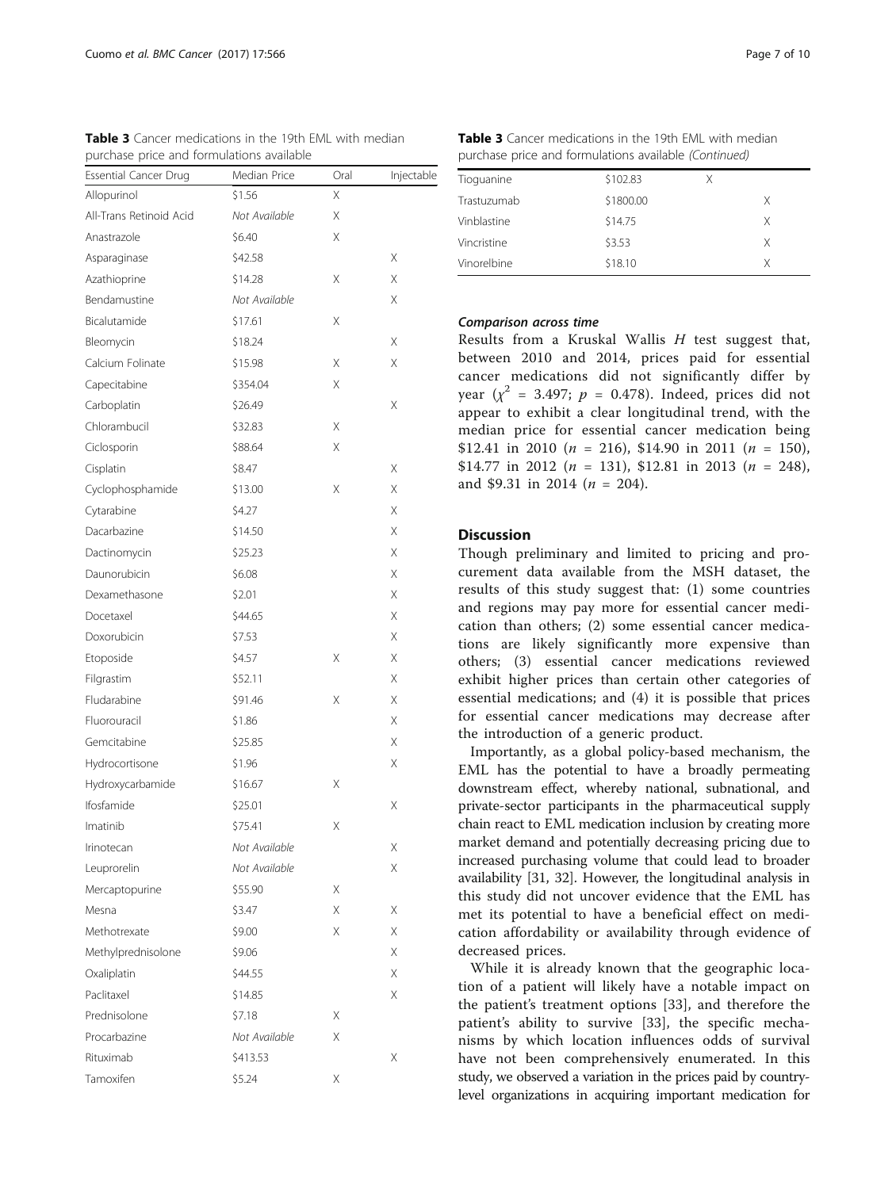**Table 3** Cancer medications in the 19th EML with median purchase price and formulations available

| Essential Cancer Drug | Median Price | Oral | Injectable |
|---|---|---|---|
| Allopurinol | $1.56 | X | |
| All-Trans Retinoid Acid | *Not Available* | X | |
| Anastrazole | $6.40 | X | |
| Asparaginase | $42.58 | | X |
| Azathioprine | $14.28 | X | X |
| Bendamustine | *Not Available* | | X |
| Bicalutamide | $17.61 | X | |
| Bleomycin | $18.24 | | X |
| Calcium Folinate | $15.98 | X | X |
| Capecitabine | $354.04 | X | |
| Carboplatin | $26.49 | | X |
| Chlorambucil | $32.83 | X | |
| Ciclosporin | $88.64 | X | |
| Cisplatin | $8.47 | | X |
| Cyclophosphamide | $13.00 | X | X |
| Cytarabine | $4.27 | | X |
| Dacarbazine | $14.50 | | X |
| Dactinomycin | $25.23 | | X |
| Daunorubicin | $6.08 | | X |
| Dexamethasone | $2.01 | | X |
| Docetaxel | $44.65 | | X |
| Doxorubicin | $7.53 | | X |
| Etoposide | $4.57 | X | X |
| Filgrastim | $52.11 | | X |
| Fludarabine | $91.46 | X | X |
| Fluorouracil | $1.86 | | X |
| Gemcitabine | $25.85 | | X |
| Hydrocortisone | $1.96 | | X |
| Hydroxycarbamide | $16.67 | X | |
| Ifosfamide | $25.01 | | X |
| Imatinib | $75.41 | X | |
| Irinotecan | *Not Available* | | X |
| Leuprorelin | *Not Available* | | X |
| Mercaptopurine | $55.90 | X | |
| Mesna | $3.47 | X | X |
| Methotrexate | $9.00 | X | X |
| Methylprednisolone | $9.06 | | X |
| Oxaliplatin | $44.55 | | X |
| Paclitaxel | $14.85 | | X |
| Prednisolone | $7.18 | X | |
| Procarbazine | *Not Available* | X | |
| Rituximab | $413.53 | | X |
| Tamoxifen | $5.24 | X | |
| Tioguanine | $102.83 | X | |
| Trastuzumab | $1800.00 | | X |
| Vinblastine | $14.75 | | X |
| Vincristine | $3.53 | | X |
| Vinorelbine | $18.10 | | X |

#### Comparison across time

Results from a Kruskal Wallis $H$ test suggest that, between 2010 and 2014, prices paid for essential cancer medications did not significantly differ by year ($\chi^2$ = 3.497; $p$ = 0.478). Indeed, prices did not appear to exhibit a clear longitudinal trend, with the median price for essential cancer medication being $12.41 in 2010 ($n$ = 216), $14.90 in 2011 ($n$ = 150), $14.77 in 2012 ($n$ = 131), $12.81 in 2013 ($n$ = 248), and $9.31 in 2014 ($n$ = 204).

## Discussion

Though preliminary and limited to pricing and procurement data available from the MSH dataset, the results of this study suggest that: (1) some countries and regions may pay more for essential cancer medication than others; (2) some essential cancer medications are likely significantly more expensive than others; (3) essential cancer medications reviewed exhibit higher prices than certain other categories of essential medications; and (4) it is possible that prices for essential cancer medications may decrease after the introduction of a generic product.

Importantly, as a global policy-based mechanism, the EML has the potential to have a broadly permeating downstream effect, whereby national, subnational, and private-sector participants in the pharmaceutical supply chain react to EML medication inclusion by creating more market demand and potentially decreasing pricing due to increased purchasing volume that could lead to broader availability [31, 32]. However, the longitudinal analysis in this study did not uncover evidence that the EML has met its potential to have a beneficial effect on medication affordability or availability through evidence of decreased prices.

While it is already known that the geographic location of a patient will likely have a notable impact on the patient's treatment options [33], and therefore the patient's ability to survive [33], the specific mechanisms by which location influences odds of survival have not been comprehensively enumerated. In this study, we observed a variation in the prices paid by country-level organizations in acquiring important medication for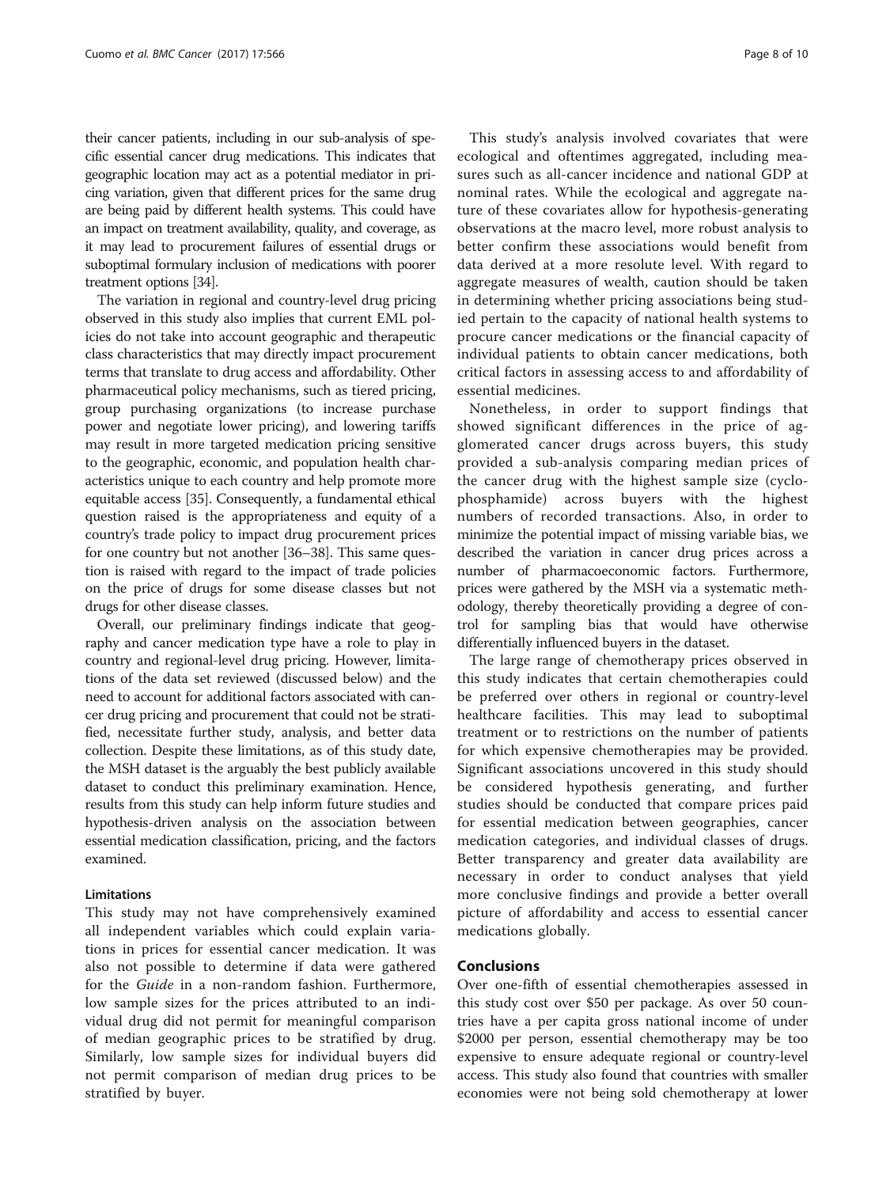their cancer patients, including in our sub-analysis of specific essential cancer drug medications. This indicates that geographic location may act as a potential mediator in pricing variation, given that different prices for the same drug are being paid by different health systems. This could have an impact on treatment availability, quality, and coverage, as it may lead to procurement failures of essential drugs or suboptimal formulary inclusion of medications with poorer treatment options [34].

The variation in regional and country-level drug pricing observed in this study also implies that current EML policies do not take into account geographic and therapeutic class characteristics that may directly impact procurement terms that translate to drug access and affordability. Other pharmaceutical policy mechanisms, such as tiered pricing, group purchasing organizations (to increase purchase power and negotiate lower pricing), and lowering tariffs may result in more targeted medication pricing sensitive to the geographic, economic, and population health characteristics unique to each country and help promote more equitable access [35]. Consequently, a fundamental ethical question raised is the appropriateness and equity of a country's trade policy to impact drug procurement prices for one country but not another [36–38]. This same question is raised with regard to the impact of trade policies on the price of drugs for some disease classes but not drugs for other disease classes.

Overall, our preliminary findings indicate that geography and cancer medication type have a role to play in country and regional-level drug pricing. However, limitations of the data set reviewed (discussed below) and the need to account for additional factors associated with cancer drug pricing and procurement that could not be stratified, necessitate further study, analysis, and better data collection. Despite these limitations, as of this study date, the MSH dataset is the arguably the best publicly available dataset to conduct this preliminary examination. Hence, results from this study can help inform future studies and hypothesis-driven analysis on the association between essential medication classification, pricing, and the factors examined.

### Limitations

This study may not have comprehensively examined all independent variables which could explain variations in prices for essential cancer medication. It was also not possible to determine if data were gathered for the *Guide* in a non-random fashion. Furthermore, low sample sizes for the prices attributed to an individual drug did not permit for meaningful comparison of median geographic prices to be stratified by drug. Similarly, low sample sizes for individual buyers did not permit comparison of median drug prices to be stratified by buyer.

This study's analysis involved covariates that were ecological and oftentimes aggregated, including measures such as all-cancer incidence and national GDP at nominal rates. While the ecological and aggregate nature of these covariates allow for hypothesis-generating observations at the macro level, more robust analysis to better confirm these associations would benefit from data derived at a more resolute level. With regard to aggregate measures of wealth, caution should be taken in determining whether pricing associations being studied pertain to the capacity of national health systems to procure cancer medications or the financial capacity of individual patients to obtain cancer medications, both critical factors in assessing access to and affordability of essential medicines.

Nonetheless, in order to support findings that showed significant differences in the price of agglomerated cancer drugs across buyers, this study provided a sub-analysis comparing median prices of the cancer drug with the highest sample size (cyclophosphamide) across buyers with the highest numbers of recorded transactions. Also, in order to minimize the potential impact of missing variable bias, we described the variation in cancer drug prices across a number of pharmacoeconomic factors. Furthermore, prices were gathered by the MSH via a systematic methodology, thereby theoretically providing a degree of control for sampling bias that would have otherwise differentially influenced buyers in the dataset.

The large range of chemotherapy prices observed in this study indicates that certain chemotherapies could be preferred over others in regional or country-level healthcare facilities. This may lead to suboptimal treatment or to restrictions on the number of patients for which expensive chemotherapies may be provided. Significant associations uncovered in this study should be considered hypothesis generating, and further studies should be conducted that compare prices paid for essential medication between geographies, cancer medication categories, and individual classes of drugs. Better transparency and greater data availability are necessary in order to conduct analyses that yield more conclusive findings and provide a better overall picture of affordability and access to essential cancer medications globally.

## Conclusions

Over one-fifth of essential chemotherapies assessed in this study cost over $50 per package. As over 50 countries have a per capita gross national income of under $2000 per person, essential chemotherapy may be too expensive to ensure adequate regional or country-level access. This study also found that countries with smaller economies were not being sold chemotherapy at lower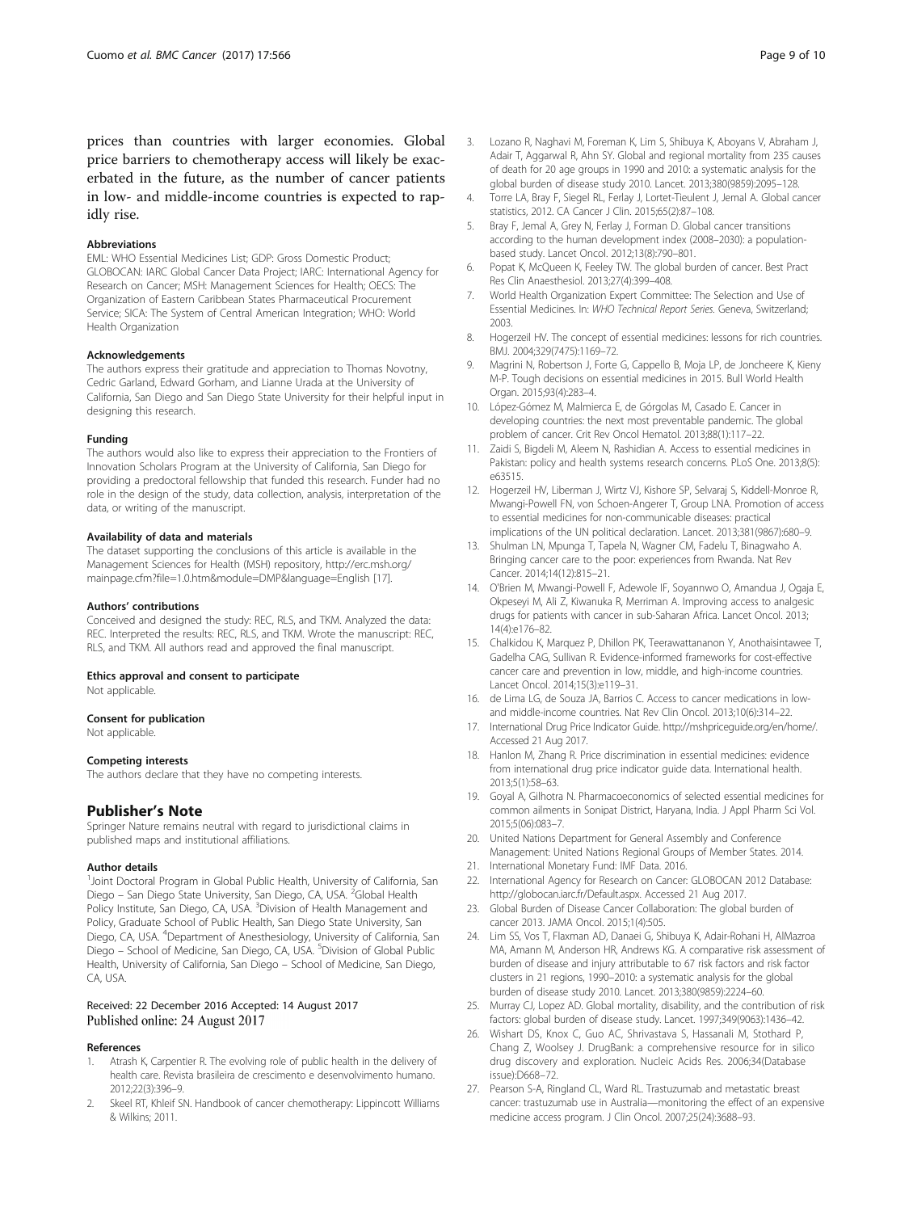prices than countries with larger economies. Global price barriers to chemotherapy access will likely be exacerbated in the future, as the number of cancer patients in low- and middle-income countries is expected to rapidly rise.

#### Abbreviations

EML: WHO Essential Medicines List; GDP: Gross Domestic Product; GLOBOCAN: IARC Global Cancer Data Project; IARC: International Agency for Research on Cancer; MSH: Management Sciences for Health; OECS: The Organization of Eastern Caribbean States Pharmaceutical Procurement Service; SICA: The System of Central American Integration; WHO: World Health Organization

#### Acknowledgements

The authors express their gratitude and appreciation to Thomas Novotny, Cedric Garland, Edward Gorham, and Lianne Urada at the University of California, San Diego and San Diego State University for their helpful input in designing this research.

#### Funding

The authors would also like to express their appreciation to the Frontiers of Innovation Scholars Program at the University of California, San Diego for providing a predoctoral fellowship that funded this research. Funder had no role in the design of the study, data collection, analysis, interpretation of the data, or writing of the manuscript.

#### Availability of data and materials

The dataset supporting the conclusions of this article is available in the Management Sciences for Health (MSH) repository, http://erc.msh.org/mainpage.cfm?file=1.0.htm&module=DMP&language=English [17].

#### Authors' contributions

Conceived and designed the study: REC, RLS, and TKM. Analyzed the data: REC. Interpreted the results: REC, RLS, and TKM. Wrote the manuscript: REC, RLS, and TKM. All authors read and approved the final manuscript.

#### Ethics approval and consent to participate

Not applicable.

#### Consent for publication

Not applicable.

#### Competing interests

The authors declare that they have no competing interests.

## Publisher's Note

Springer Nature remains neutral with regard to jurisdictional claims in published maps and institutional affiliations.

#### Author details

[1]Joint Doctoral Program in Global Public Health, University of California, San Diego – San Diego State University, San Diego, CA, USA. [2]Global Health Policy Institute, San Diego, CA, USA. [3]Division of Health Management and Policy, Graduate School of Public Health, San Diego State University, San Diego, CA, USA. [4]Department of Anesthesiology, University of California, San Diego – School of Medicine, San Diego, CA, USA. [5]Division of Global Public Health, University of California, San Diego – School of Medicine, San Diego, CA, USA.

Received: 22 December 2016 Accepted: 14 August 2017
Published online: 24 August 2017

#### References

1. Atrash K, Carpentier R. The evolving role of public health in the delivery of health care. Revista brasileira de crescimento e desenvolvimento humano. 2012;22(3):396–9.
2. Skeel RT, Khleif SN. Handbook of cancer chemotherapy: Lippincott Williams & Wilkins; 2011.
3. Lozano R, Naghavi M, Foreman K, Lim S, Shibuya K, Aboyans V, Abraham J, Adair T, Aggarwal R, Ahn SY. Global and regional mortality from 235 causes of death for 20 age groups in 1990 and 2010: a systematic analysis for the global burden of disease study 2010. Lancet. 2013;380(9859):2095–128.
4. Torre LA, Bray F, Siegel RL, Ferlay J, Lortet-Tieulent J, Jemal A. Global cancer statistics, 2012. CA Cancer J Clin. 2015;65(2):87–108.
5. Bray F, Jemal A, Grey N, Ferlay J, Forman D. Global cancer transitions according to the human development index (2008–2030): a population-based study. Lancet Oncol. 2012;13(8):790–801.
6. Popat K, McQueen K, Feeley TW. The global burden of cancer. Best Pract Res Clin Anaesthesiol. 2013;27(4):399–408.
7. World Health Organization Expert Committee: The Selection and Use of Essential Medicines. In: *WHO Technical Report Series*. Geneva, Switzerland; 2003.
8. Hogerzeil HV. The concept of essential medicines: lessons for rich countries. BMJ. 2004;329(7475):1169–72.
9. Magrini N, Robertson J, Forte G, Cappello B, Moja LP, de Joncheere K, Kieny M-P. Tough decisions on essential medicines in 2015. Bull World Health Organ. 2015;93(4):283–4.
10. López-Gómez M, Malmierca E, de Górgolas M, Casado E. Cancer in developing countries: the next most preventable pandemic. The global problem of cancer. Crit Rev Oncol Hematol. 2013;88(1):117–22.
11. Zaidi S, Bigdeli M, Aleem N, Rashidian A. Access to essential medicines in Pakistan: policy and health systems research concerns. PLoS One. 2013;8(5):e63515.
12. Hogerzeil HV, Liberman J, Wirtz VJ, Kishore SP, Selvaraj S, Kiddell-Monroe R, Mwangi-Powell FN, von Schoen-Angerer T, Group LNA. Promotion of access to essential medicines for non-communicable diseases: practical implications of the UN political declaration. Lancet. 2013;381(9867):680–9.
13. Shulman LN, Mpunga T, Tapela N, Wagner CM, Fadelu T, Binagwaho A. Bringing cancer care to the poor: experiences from Rwanda. Nat Rev Cancer. 2014;14(12):815–21.
14. O'Brien M, Mwangi-Powell F, Adewole IF, Soyannwo O, Amandua J, Ogaja E, Okpeseyi M, Ali Z, Kiwanuka R, Merriman A. Improving access to analgesic drugs for patients with cancer in sub-Saharan Africa. Lancet Oncol. 2013;14(4):e176–82.
15. Chalkidou K, Marquez P, Dhillon PK, Teerawattananon Y, Anothaisintawee T, Gadelha CAG, Sullivan R. Evidence-informed frameworks for cost-effective cancer care and prevention in low, middle, and high-income countries. Lancet Oncol. 2014;15(3):e119–31.
16. de Lima LG, de Souza JA, Barrios C. Access to cancer medications in low- and middle-income countries. Nat Rev Clin Oncol. 2013;10(6):314–22.
17. International Drug Price Indicator Guide. http://mshpriceguide.org/en/home/. Accessed 21 Aug 2017.
18. Hanlon M, Zhang R. Price discrimination in essential medicines: evidence from international drug price indicator guide data. International health. 2013;5(1):58–63.
19. Goyal A, Gilhotra N. Pharmacoeconomics of selected essential medicines for common ailments in Sonipat District, Haryana, India. J Appl Pharm Sci Vol. 2015;5(06):083–7.
20. United Nations Department for General Assembly and Conference Management: United Nations Regional Groups of Member States. 2014.
21. International Monetary Fund: IMF Data. 2016.
22. International Agency for Research on Cancer: GLOBOCAN 2012 Database: http://globocan.iarc.fr/Default.aspx. Accessed 21 Aug 2017.
23. Global Burden of Disease Cancer Collaboration: The global burden of cancer 2013. JAMA Oncol. 2015;1(4):505.
24. Lim SS, Vos T, Flaxman AD, Danaei G, Shibuya K, Adair-Rohani H, AlMazroa MA, Amann M, Anderson HR, Andrews KG. A comparative risk assessment of burden of disease and injury attributable to 67 risk factors and risk factor clusters in 21 regions, 1990–2010: a systematic analysis for the global burden of disease study 2010. Lancet. 2013;380(9859):2224–60.
25. Murray CJ, Lopez AD. Global mortality, disability, and the contribution of risk factors: global burden of disease study. Lancet. 1997;349(9063):1436–42.
26. Wishart DS, Knox C, Guo AC, Shrivastava S, Hassanali M, Stothard P, Chang Z, Woolsey J. DrugBank: a comprehensive resource for in silico drug discovery and exploration. Nucleic Acids Res. 2006;34(Database issue):D668–72.
27. Pearson S-A, Ringland CL, Ward RL. Trastuzumab and metastatic breast cancer: trastuzumab use in Australia—monitoring the effect of an expensive medicine access program. J Clin Oncol. 2007;25(24):3688–93.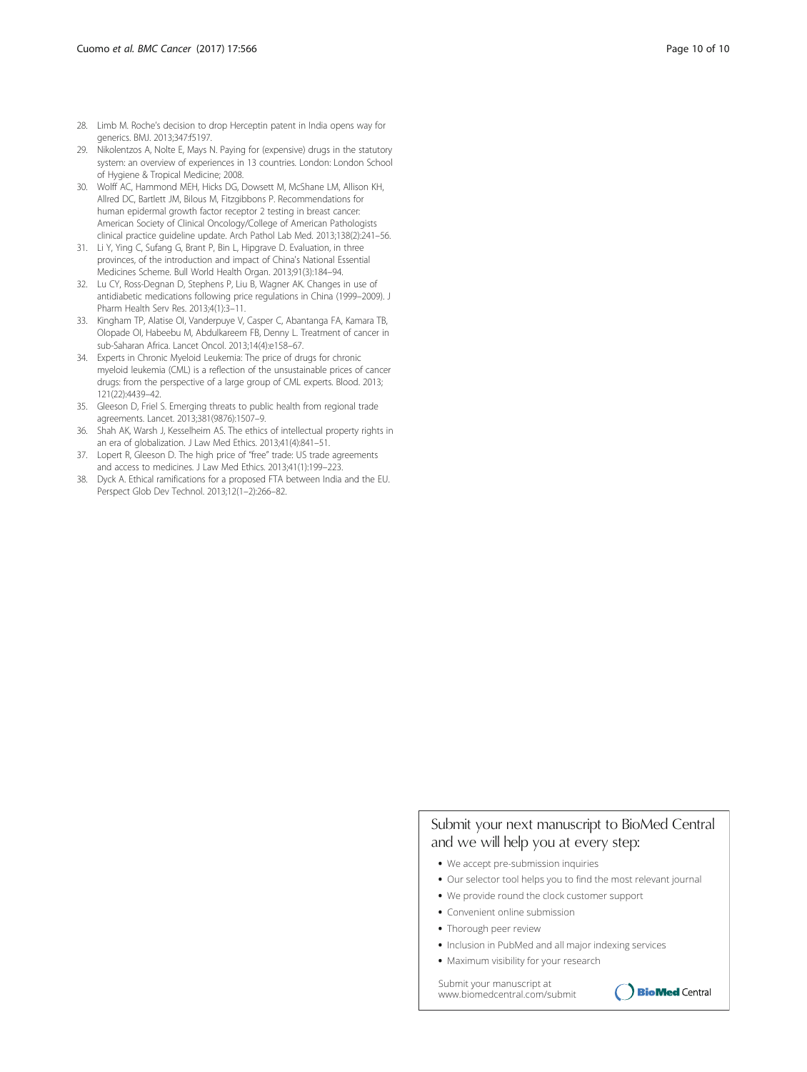28. Limb M. Roche's decision to drop Herceptin patent in India opens way for generics. BMJ. 2013;347:f5197.
29. Nikolentzos A, Nolte E, Mays N. Paying for (expensive) drugs in the statutory system: an overview of experiences in 13 countries. London: London School of Hygiene & Tropical Medicine; 2008.
30. Wolff AC, Hammond MEH, Hicks DG, Dowsett M, McShane LM, Allison KH, Allred DC, Bartlett JM, Bilous M, Fitzgibbons P. Recommendations for human epidermal growth factor receptor 2 testing in breast cancer: American Society of Clinical Oncology/College of American Pathologists clinical practice guideline update. Arch Pathol Lab Med. 2013;138(2):241–56.
31. Li Y, Ying C, Sufang G, Brant P, Bin L, Hipgrave D. Evaluation, in three provinces, of the introduction and impact of China's National Essential Medicines Scheme. Bull World Health Organ. 2013;91(3):184–94.
32. Lu CY, Ross-Degnan D, Stephens P, Liu B, Wagner AK. Changes in use of antidiabetic medications following price regulations in China (1999–2009). J Pharm Health Serv Res. 2013;4(1):3–11.
33. Kingham TP, Alatise OI, Vanderpuye V, Casper C, Abantanga FA, Kamara TB, Olopade OI, Habeebu M, Abdulkareem FB, Denny L. Treatment of cancer in sub-Saharan Africa. Lancet Oncol. 2013;14(4):e158–67.
34. Experts in Chronic Myeloid Leukemia: The price of drugs for chronic myeloid leukemia (CML) is a reflection of the unsustainable prices of cancer drugs: from the perspective of a large group of CML experts. Blood. 2013; 121(22):4439–42.
35. Gleeson D, Friel S. Emerging threats to public health from regional trade agreements. Lancet. 2013;381(9876):1507–9.
36. Shah AK, Warsh J, Kesselheim AS. The ethics of intellectual property rights in an era of globalization. J Law Med Ethics. 2013;41(4):841–51.
37. Lopert R, Gleeson D. The high price of "free" trade: US trade agreements and access to medicines. J Law Med Ethics. 2013;41(1):199–223.
38. Dyck A. Ethical ramifications for a proposed FTA between India and the EU. Perspect Glob Dev Technol. 2013;12(1–2):266–82.

Submit your next manuscript to BioMed Central and we will help you at every step:

- We accept pre-submission inquiries
- Our selector tool helps you to find the most relevant journal
- We provide round the clock customer support
- Convenient online submission
- Thorough peer review
- Inclusion in PubMed and all major indexing services
- Maximum visibility for your research

Submit your manuscript at www.biomedcentral.com/submit

BioMed Central